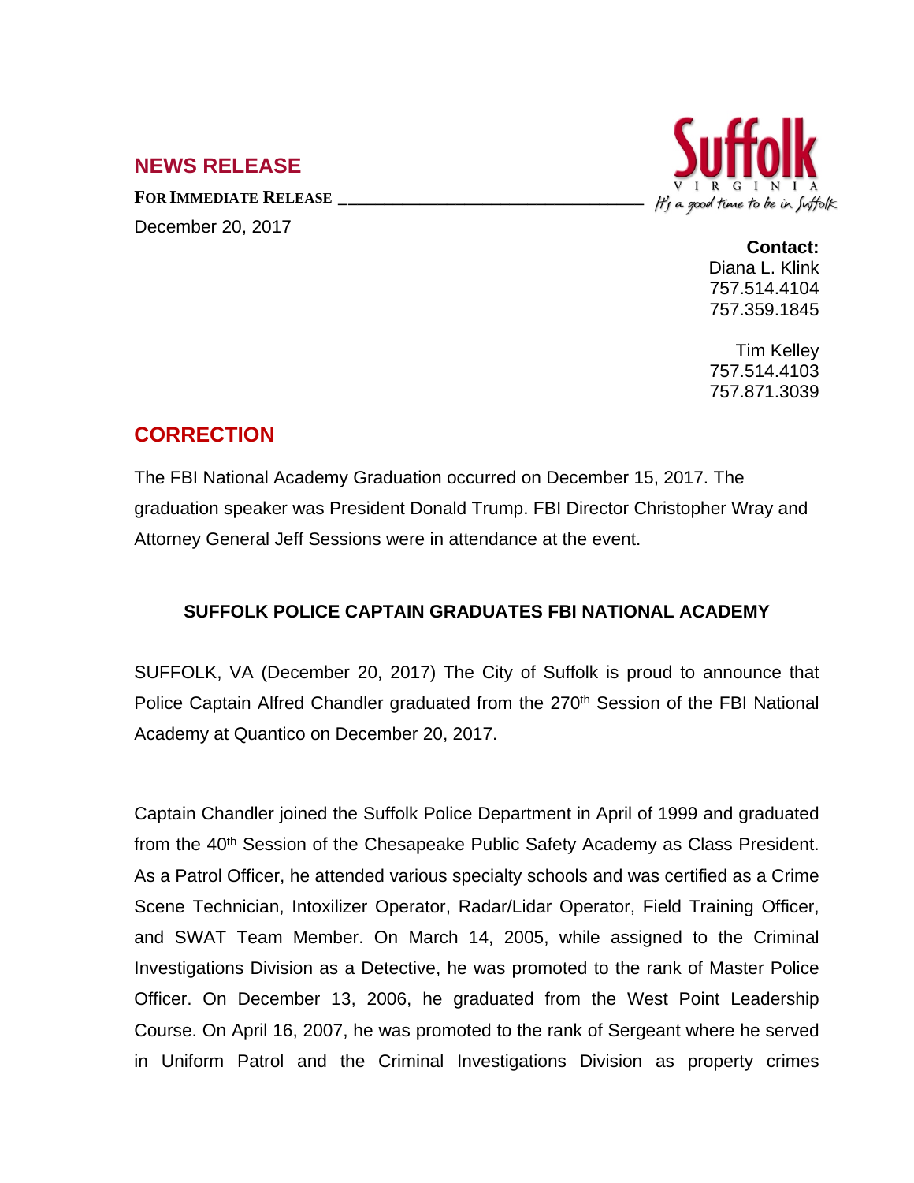## NEWS RELEASE

**FOR IMMEDIATE RELEASE**

December 20, 2017

Suffolk VIRGINIA *It's a good time to be in Suffolk*

**Contact:**
Diana L. Klink
757.514.4104
757.359.1845

Tim Kelley
757.514.4103
757.871.3039

## CORRECTION

The FBI National Academy Graduation occurred on December 15, 2017. The graduation speaker was President Donald Trump. FBI Director Christopher Wray and Attorney General Jeff Sessions were in attendance at the event.

### SUFFOLK POLICE CAPTAIN GRADUATES FBI NATIONAL ACADEMY

SUFFOLK, VA (December 20, 2017) The City of Suffolk is proud to announce that Police Captain Alfred Chandler graduated from the 270th Session of the FBI National Academy at Quantico on December 20, 2017.

Captain Chandler joined the Suffolk Police Department in April of 1999 and graduated from the 40th Session of the Chesapeake Public Safety Academy as Class President. As a Patrol Officer, he attended various specialty schools and was certified as a Crime Scene Technician, Intoxilizer Operator, Radar/Lidar Operator, Field Training Officer, and SWAT Team Member. On March 14, 2005, while assigned to the Criminal Investigations Division as a Detective, he was promoted to the rank of Master Police Officer. On December 13, 2006, he graduated from the West Point Leadership Course. On April 16, 2007, he was promoted to the rank of Sergeant where he served in Uniform Patrol and the Criminal Investigations Division as property crimes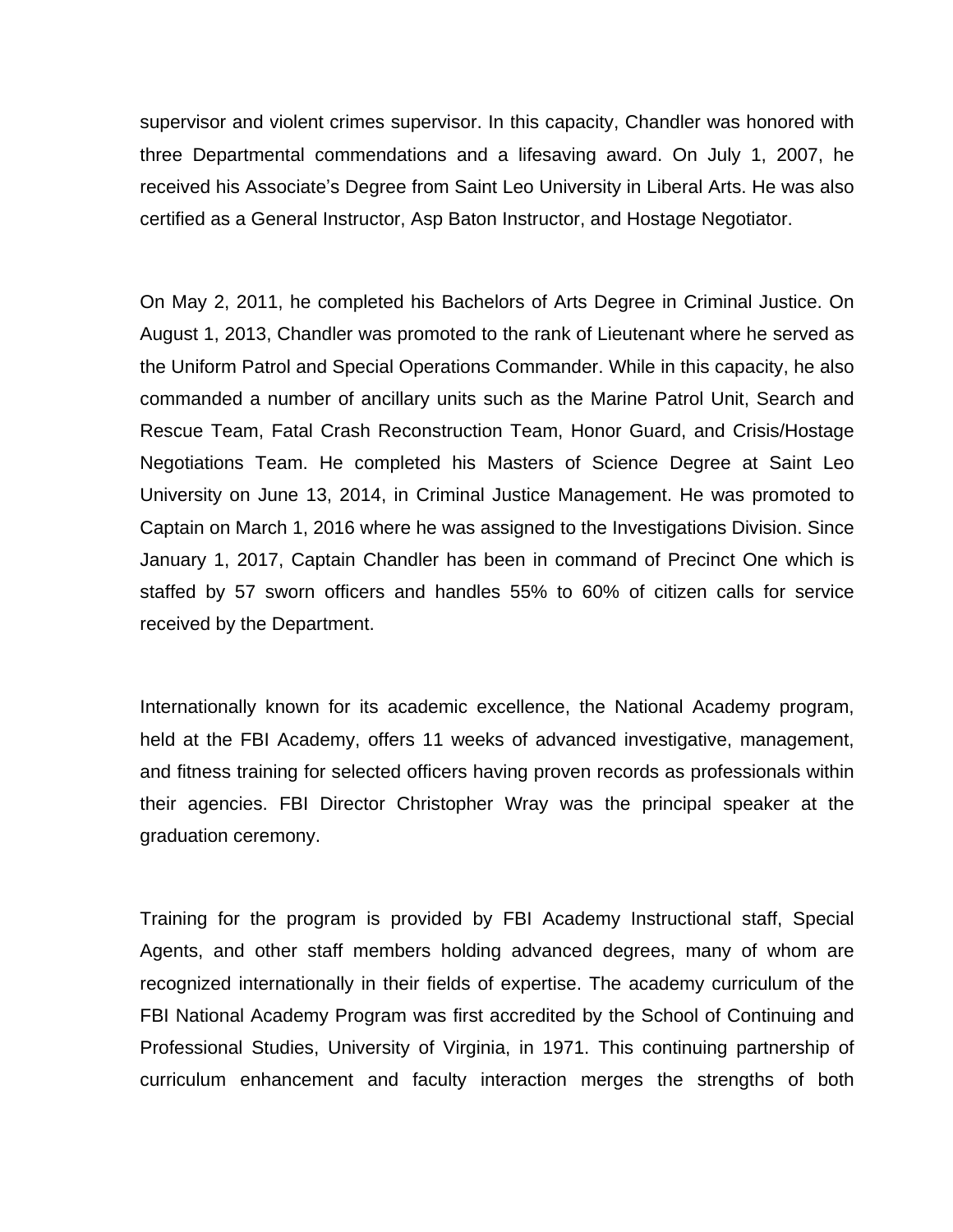supervisor and violent crimes supervisor. In this capacity, Chandler was honored with three Departmental commendations and a lifesaving award. On July 1, 2007, he received his Associate's Degree from Saint Leo University in Liberal Arts. He was also certified as a General Instructor, Asp Baton Instructor, and Hostage Negotiator.

On May 2, 2011, he completed his Bachelors of Arts Degree in Criminal Justice. On August 1, 2013, Chandler was promoted to the rank of Lieutenant where he served as the Uniform Patrol and Special Operations Commander. While in this capacity, he also commanded a number of ancillary units such as the Marine Patrol Unit, Search and Rescue Team, Fatal Crash Reconstruction Team, Honor Guard, and Crisis/Hostage Negotiations Team. He completed his Masters of Science Degree at Saint Leo University on June 13, 2014, in Criminal Justice Management. He was promoted to Captain on March 1, 2016 where he was assigned to the Investigations Division. Since January 1, 2017, Captain Chandler has been in command of Precinct One which is staffed by 57 sworn officers and handles 55% to 60% of citizen calls for service received by the Department.

Internationally known for its academic excellence, the National Academy program, held at the FBI Academy, offers 11 weeks of advanced investigative, management, and fitness training for selected officers having proven records as professionals within their agencies. FBI Director Christopher Wray was the principal speaker at the graduation ceremony.

Training for the program is provided by FBI Academy Instructional staff, Special Agents, and other staff members holding advanced degrees, many of whom are recognized internationally in their fields of expertise. The academy curriculum of the FBI National Academy Program was first accredited by the School of Continuing and Professional Studies, University of Virginia, in 1971. This continuing partnership of curriculum enhancement and faculty interaction merges the strengths of both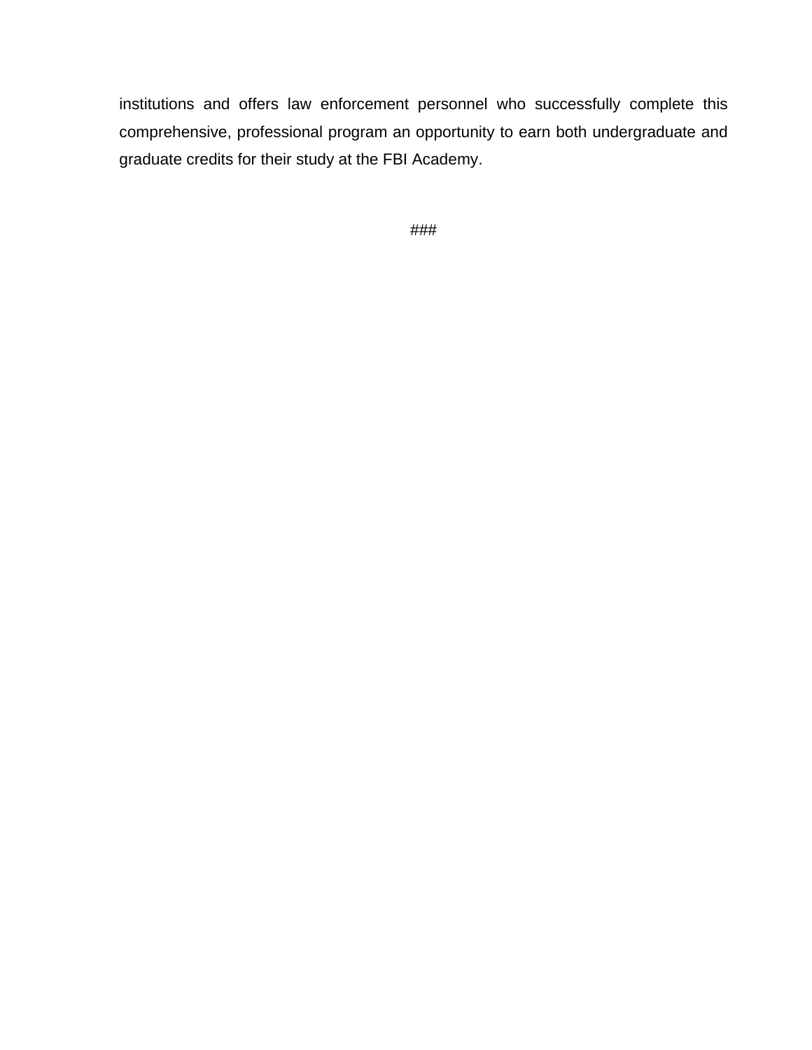institutions and offers law enforcement personnel who successfully complete this comprehensive, professional program an opportunity to earn both undergraduate and graduate credits for their study at the FBI Academy.

###